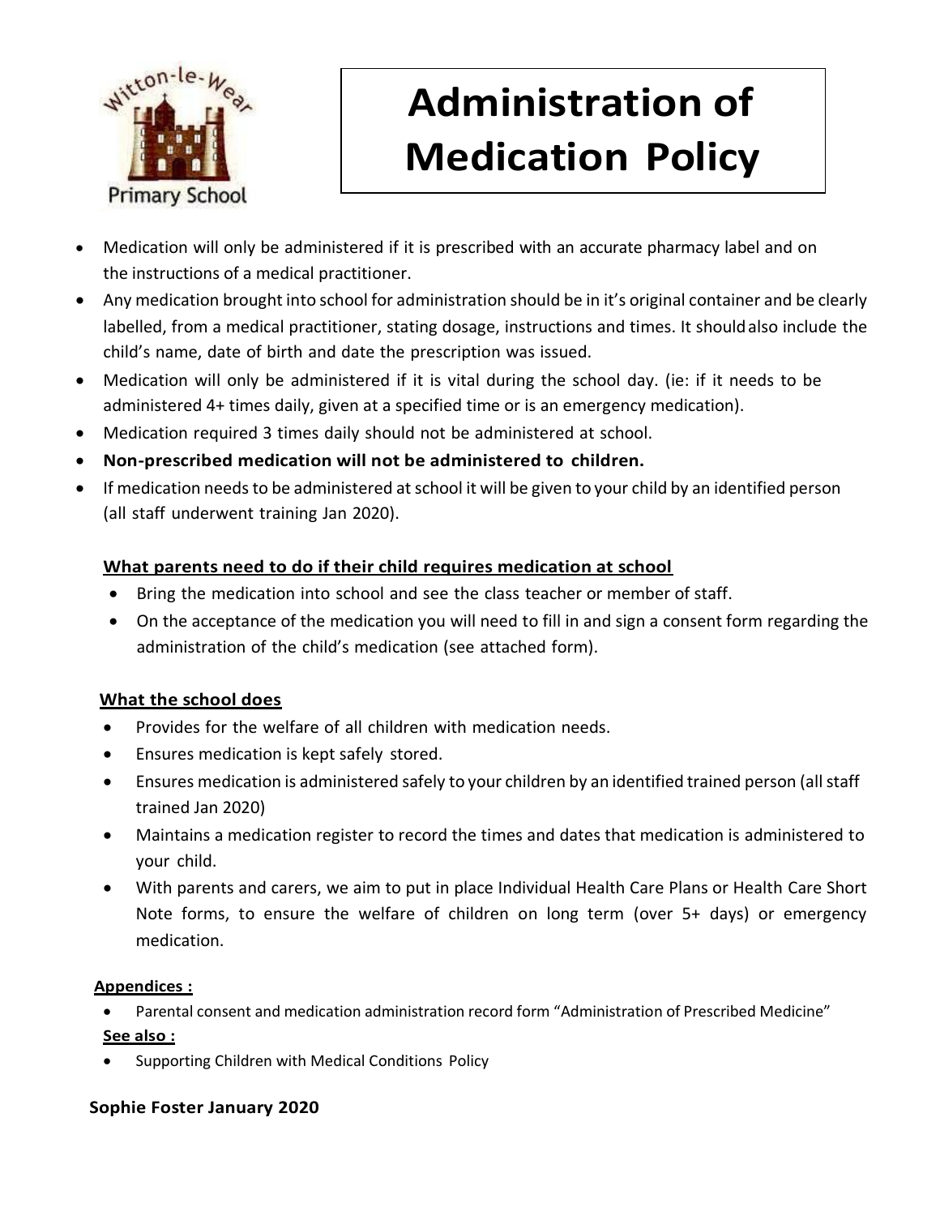# Administration of Medication Policy

- Medication will only be administered if it is prescribed with an accurate pharmacy label and on the instructions of a medical practitioner.
- Any medication brought into school for administration should be in it's original container and be clearly labelled, from a medical practitioner, stating dosage, instructions and times. It should also include the child's name, date of birth and date the prescription was issued.
- Medication will only be administered if it is vital during the school day. (ie: if it needs to be administered 4+ times daily, given at a specified time or is an emergency medication).
- Medication required 3 times daily should not be administered at school.
- **Non-prescribed medication will not be administered to children.**
- If medication needs to be administered at school it will be given to your child by an identified person (all staff underwent training Jan 2020).

## What parents need to do if their child requires medication at school

- Bring the medication into school and see the class teacher or member of staff.
- On the acceptance of the medication you will need to fill in and sign a consent form regarding the administration of the child's medication (see attached form).

## What the school does

- Provides for the welfare of all children with medication needs.
- Ensures medication is kept safely stored.
- Ensures medication is administered safely to your children by an identified trained person (all staff trained Jan 2020)
- Maintains a medication register to record the times and dates that medication is administered to your child.
- With parents and carers, we aim to put in place Individual Health Care Plans or Health Care Short Note forms, to ensure the welfare of children on long term (over 5+ days) or emergency medication.

**Appendices :**

- Parental consent and medication administration record form "Administration of Prescribed Medicine"

**See also :**

- Supporting Children with Medical Conditions Policy

**Sophie Foster January 2020**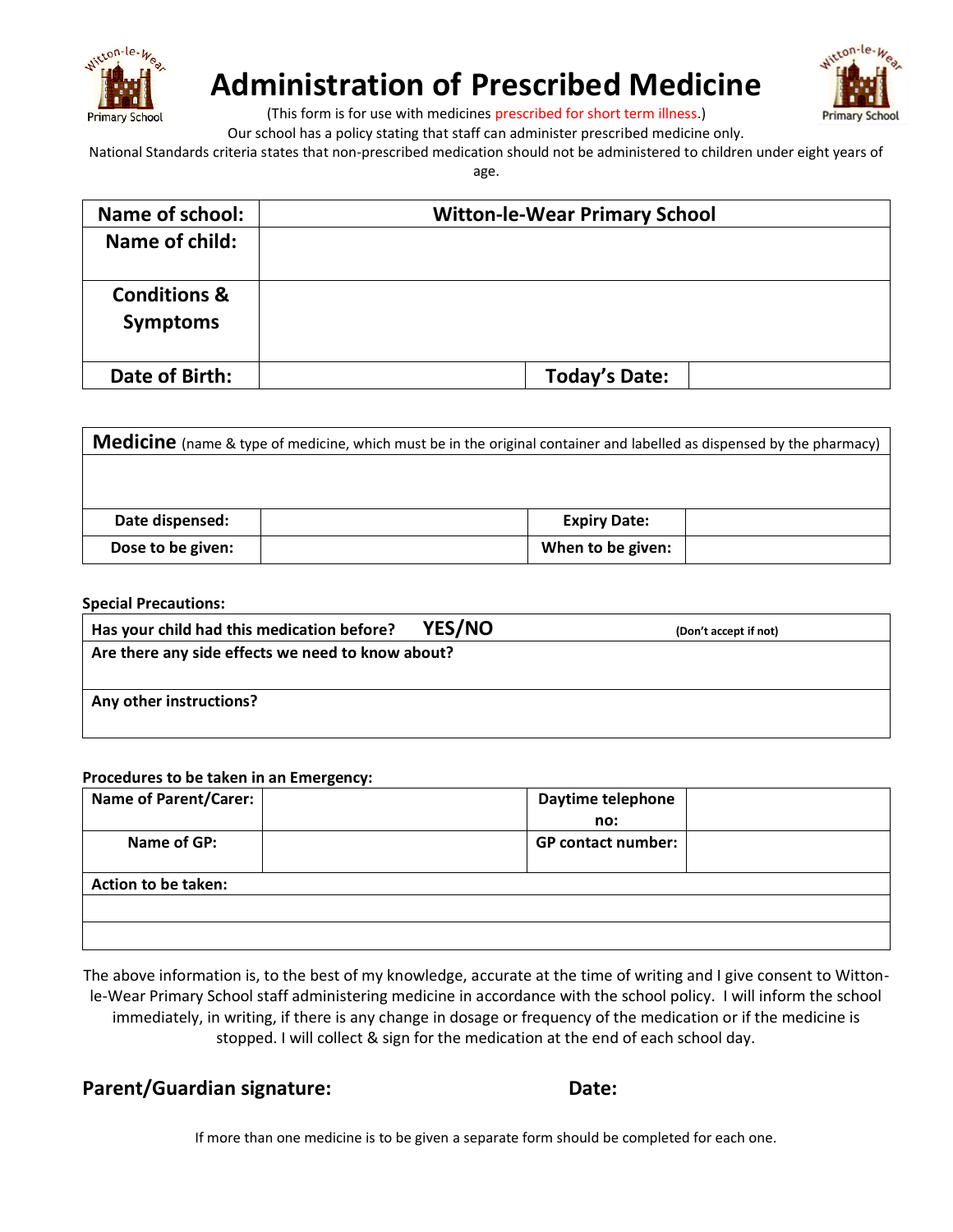# Administration of Prescribed Medicine

(This form is for use with medicines prescribed for short term illness.)

Our school has a policy stating that staff can administer prescribed medicine only.

National Standards criteria states that non-prescribed medication should not be administered to children under eight years of age.

| **Name of school:** | **Witton-le-Wear Primary School** | | |
|---|---|---|---|
| **Name of child:** | | | |
| **Conditions & Symptoms** | | | |
| **Date of Birth:** | | **Today's Date:** | |

| **Medicine** (name & type of medicine, which must be in the original container and labelled as dispensed by the pharmacy) | | | |
|---|---|---|---|
| | | | |
| **Date dispensed:** | | **Expiry Date:** | |
| **Dose to be given:** | | **When to be given:** | |

**Special Precautions:**

| **Has your child had this medication before? YES/NO** **(Don't accept if not)** |
|---|
| **Are there any side effects we need to know about?** |
| **Any other instructions?** |

**Procedures to be taken in an Emergency:**

| **Name of Parent/Carer:** | | **Daytime telephone no:** | |
|---|---|---|---|
| **Name of GP:** | | **GP contact number:** | |
| **Action to be taken:** | | | |
| | | | |
| | | | |

The above information is, to the best of my knowledge, accurate at the time of writing and I give consent to Witton-le-Wear Primary School staff administering medicine in accordance with the school policy. I will inform the school immediately, in writing, if there is any change in dosage or frequency of the medication or if the medicine is stopped. I will collect & sign for the medication at the end of each school day.

## Parent/Guardian signature: Date:

If more than one medicine is to be given a separate form should be completed for each one.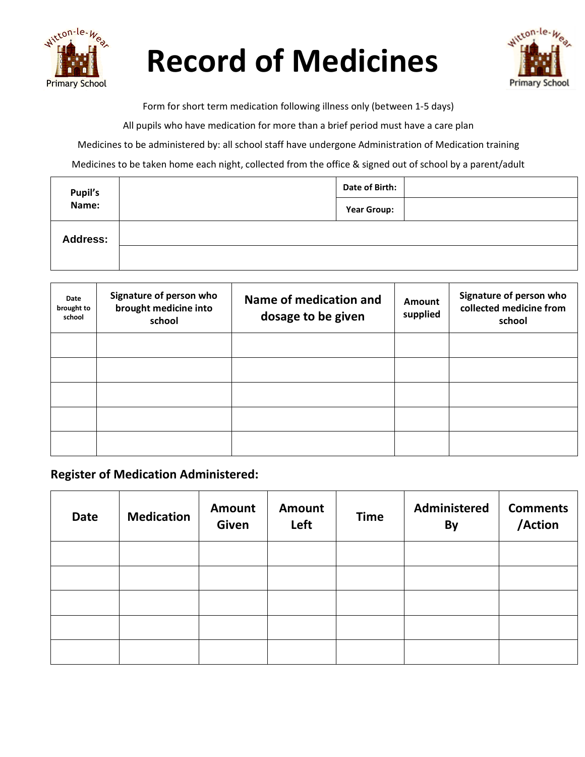# Record of Medicines

Form for short term medication following illness only (between 1-5 days)

All pupils who have medication for more than a brief period must have a care plan

Medicines to be administered by: all school staff have undergone Administration of Medication training

Medicines to be taken home each night, collected from the office & signed out of school by a parent/adult

| | | | |
|---|---|---|---|
| **Pupil's Name:** | | **Date of Birth:** | |
| | | **Year Group:** | |
| **Address:** | | | |
| | | | |

| Date brought to school | Signature of person who brought medicine into school | Name of medication and dosage to be given | Amount supplied | Signature of person who collected medicine from school |
|---|---|---|---|---|
| | | | | |
| | | | | |
| | | | | |
| | | | | |
| | | | | |

**Register of Medication Administered:**

| Date | Medication | Amount Given | Amount Left | Time | Administered By | Comments /Action |
|---|---|---|---|---|---|---|
| | | | | | | |
| | | | | | | |
| | | | | | | |
| | | | | | | |
| | | | | | | |